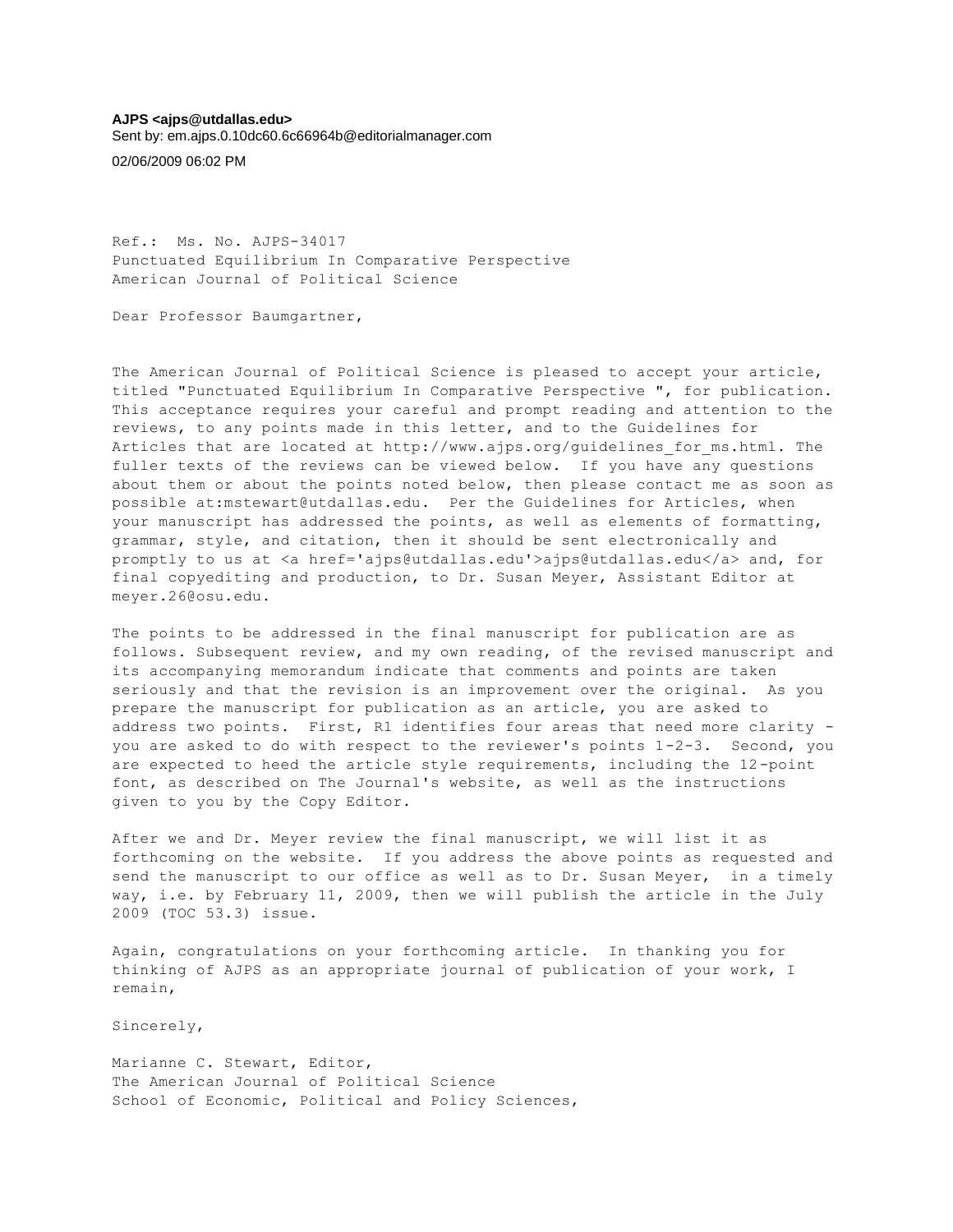**AJPS <ajps@utdallas.edu>**
Sent by: em.ajps.0.10dc60.6c66964b@editorialmanager.com

02/06/2009 06:02 PM

Ref.: Ms. No. AJPS-34017
Punctuated Equilibrium In Comparative Perspective
American Journal of Political Science

Dear Professor Baumgartner,

The American Journal of Political Science is pleased to accept your article, titled "Punctuated Equilibrium In Comparative Perspective ", for publication. This acceptance requires your careful and prompt reading and attention to the reviews, to any points made in this letter, and to the Guidelines for Articles that are located at http://www.ajps.org/guidelines_for_ms.html. The fuller texts of the reviews can be viewed below. If you have any questions about them or about the points noted below, then please contact me as soon as possible at:mstewart@utdallas.edu. Per the Guidelines for Articles, when your manuscript has addressed the points, as well as elements of formatting, grammar, style, and citation, then it should be sent electronically and promptly to us at <a href='ajps@utdallas.edu'>ajps@utdallas.edu</a> and, for final copyediting and production, to Dr. Susan Meyer, Assistant Editor at meyer.26@osu.edu.

The points to be addressed in the final manuscript for publication are as follows. Subsequent review, and my own reading, of the revised manuscript and its accompanying memorandum indicate that comments and points are taken seriously and that the revision is an improvement over the original. As you prepare the manuscript for publication as an article, you are asked to address two points. First, R1 identifies four areas that need more clarity - you are asked to do with respect to the reviewer's points 1-2-3. Second, you are expected to heed the article style requirements, including the 12-point font, as described on The Journal's website, as well as the instructions given to you by the Copy Editor.

After we and Dr. Meyer review the final manuscript, we will list it as forthcoming on the website. If you address the above points as requested and send the manuscript to our office as well as to Dr. Susan Meyer, in a timely way, i.e. by February 11, 2009, then we will publish the article in the July 2009 (TOC 53.3) issue.

Again, congratulations on your forthcoming article. In thanking you for thinking of AJPS as an appropriate journal of publication of your work, I remain,

Sincerely,

Marianne C. Stewart, Editor,
The American Journal of Political Science
School of Economic, Political and Policy Sciences,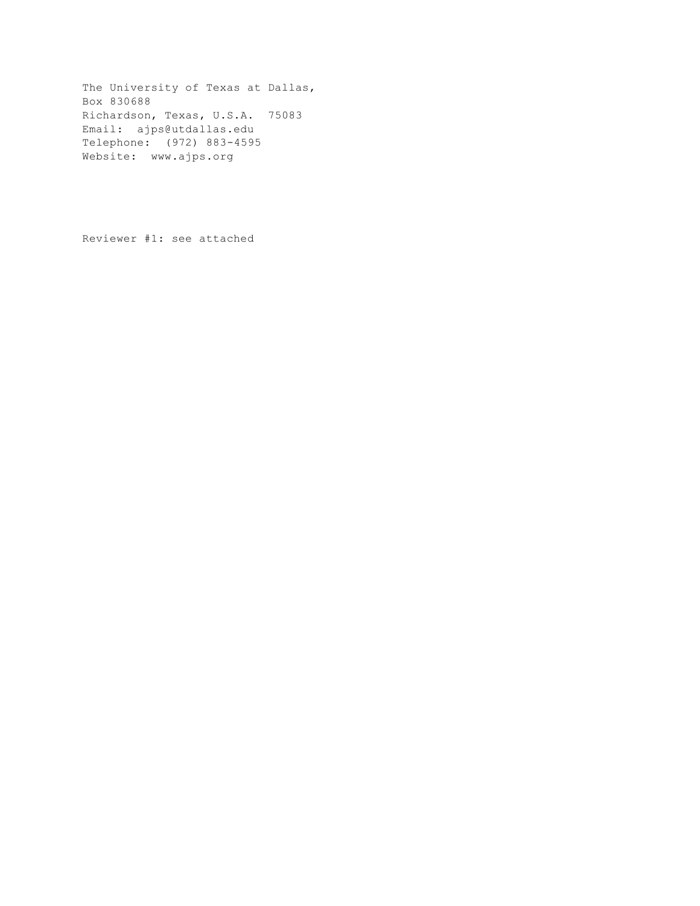The University of Texas at Dallas,
Box 830688
Richardson, Texas, U.S.A. 75083
Email: ajps@utdallas.edu
Telephone: (972) 883-4595
Website: www.ajps.org

Reviewer #1: see attached